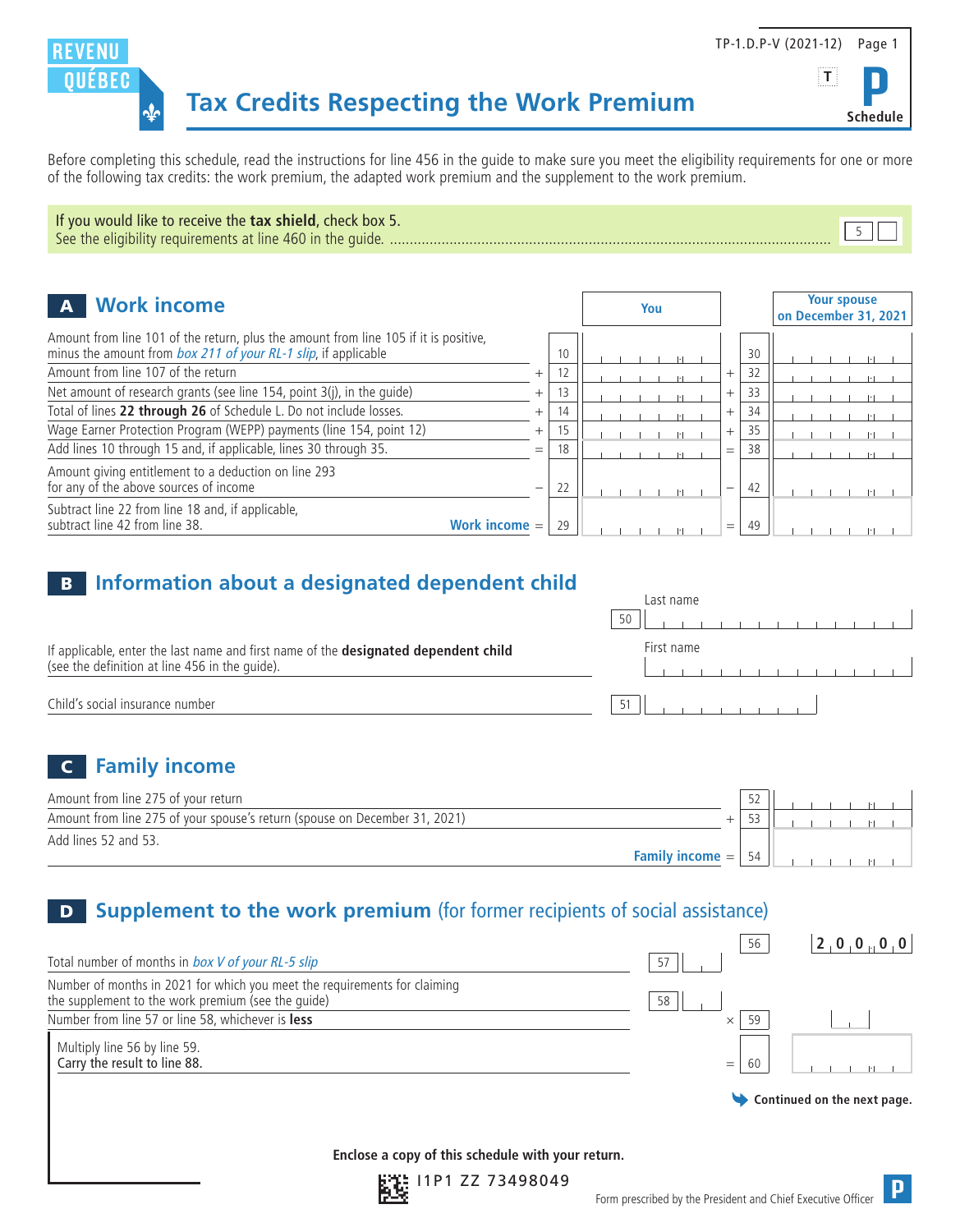REVENU QUÉBEC

TP-1.D.P-V (2021-12)

# Tax Credits Respecting the Work Premium

**Schedule P**

Before completing this schedule, read the instructions for line 456 in the guide to make sure you meet the eligibility requirements for one or more of the following tax credits: the work premium, the adapted work premium and the supplement to the work premium.

If you would like to receive the **tax shield**, check box 5.
See the eligibility requirements at line 460 in the guide. ..................... 5 [ ]

## A Work income

| | | Line | You | | Line | Your spouse on December 31, 2021 |
|---|---|---|---|---|---|---|
| Amount from line 101 of the return, plus the amount from line 105 if it is positive, minus the amount from *box 211 of your RL-1 slip*, if applicable | | 10 | | | 30 | |
| Amount from line 107 of the return | + | 12 | | + | 32 | |
| Net amount of research grants (see line 154, point 3(j), in the guide) | + | 13 | | + | 33 | |
| Total of lines **22 through 26** of Schedule L. Do not include losses. | + | 14 | | + | 34 | |
| Wage Earner Protection Program (WEPP) payments (line 154, point 12) | + | 15 | | + | 35 | |
| Add lines 10 through 15 and, if applicable, lines 30 through 35. | = | 18 | | = | 38 | |
| Amount giving entitlement to a deduction on line 293 for any of the above sources of income | − | 22 | | − | 42 | |
| Subtract line 22 from line 18 and, if applicable, subtract line 42 from line 38. **Work income** | = | 29 | | = | 49 | |

## B Information about a designated dependent child

If applicable, enter the last name and first name of the **designated dependent child** (see the definition at line 456 in the guide).

50 Last name: ______________________

First name: ______________________

Child's social insurance number 51 ______________________

## C Family income

| | | Line | Amount |
|---|---|---|---|
| Amount from line 275 of your return | | 52 | |
| Amount from line 275 of your spouse's return (spouse on December 31, 2021) | + | 53 | |
| Add lines 52 and 53. **Family income** | = | 54 | |

## D Supplement to the work premium (for former recipients of social assistance)

| | Line | | | Line | Amount |
|---|---|---|---|---|---|
| | | | | 56 | 200.00 |
| Total number of months in *box V of your RL-5 slip* | 57 | | | | |
| Number of months in 2021 for which you meet the requirements for claiming the supplement to the work premium (see the guide) | 58 | | | | |
| Number from line 57 or line 58, whichever is **less** | | | × | 59 | |
| Multiply line 56 by line 59. Carry the result to line 88. | | | = | 60 | |

**Continued on the next page.**

**Enclose a copy of this schedule with your return.**

I1P1 ZZ 73498049

Form prescribed by the President and Chief Executive Officer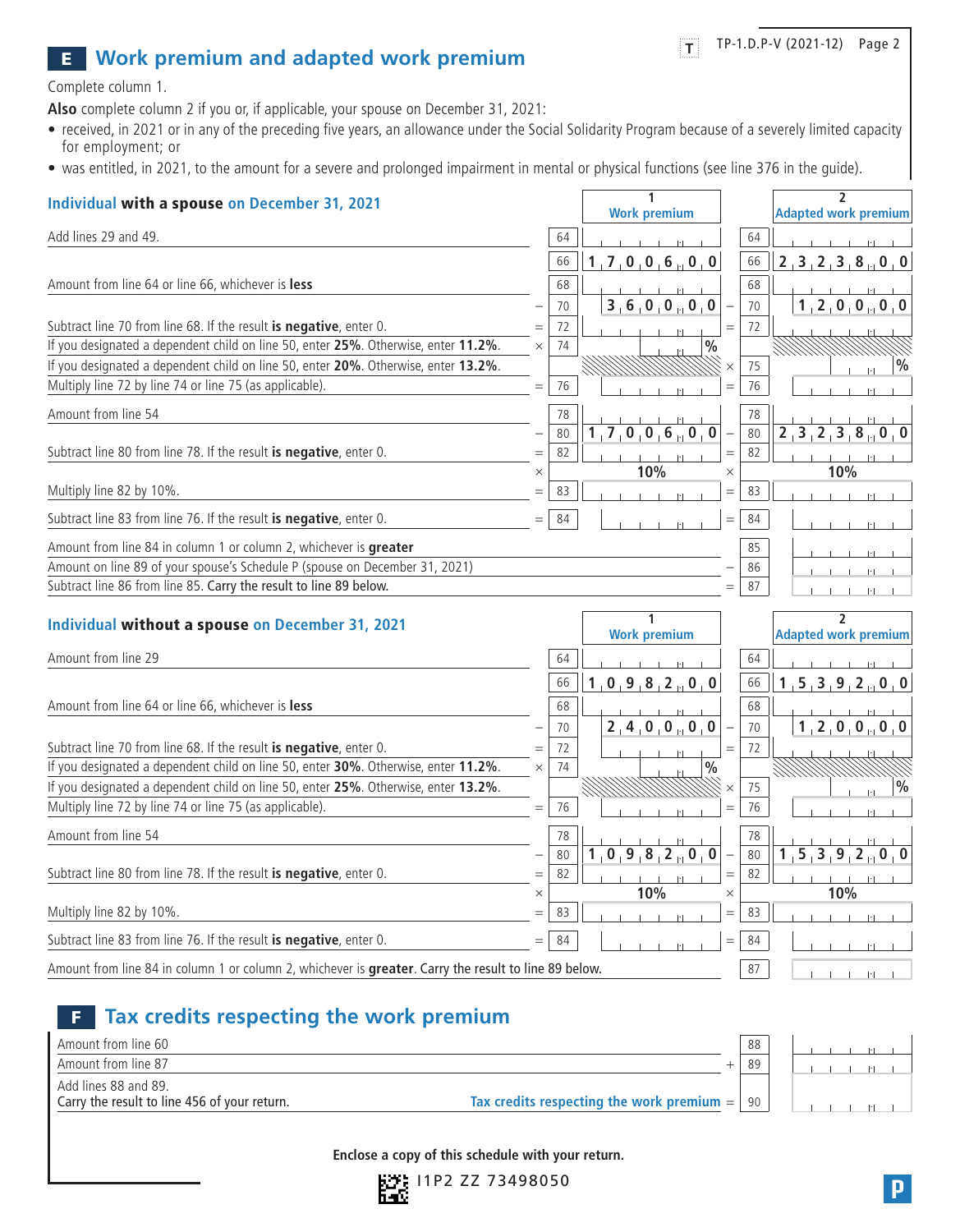## E Work premium and adapted work premium

Complete column 1.

**Also** complete column 2 if you or, if applicable, your spouse on December 31, 2021:

- received, in 2021 or in any of the preceding five years, an allowance under the Social Solidarity Program because of a severely limited capacity for employment; or
- was entitled, in 2021, to the amount for a severe and prolonged impairment in mental or physical functions (see line 376 in the guide).

### Individual with a spouse on December 31, 2021

| | | Line | 1 Work premium | | Line | 2 Adapted work premium |
|---|---|---|---|---|---|---|
| Add lines 29 and 49. | | 64 | | | 64 | |
| | | 66 | 17,060.00 | | 66 | 23,238.00 |
| Amount from line 64 or line 66, whichever is **less** | | 68 | | | 68 | |
| | − | 70 | 3,600.00 | − | 70 | 1,200.00 |
| Subtract line 70 from line 68. If the result **is negative**, enter 0. | = | 72 | | = | 72 | |
| If you designated a dependent child on line 50, enter **25%**. Otherwise, enter **11.2%**. | × | 74 | % | | | |
| If you designated a dependent child on line 50, enter **20%**. Otherwise, enter **13.2%**. | | | | × | 75 | % |
| Multiply line 72 by line 74 or line 75 (as applicable). | = | 76 | | = | 76 | |
| Amount from line 54 | | 78 | | | 78 | |
| | − | 80 | 17,060.00 | − | 80 | 23,238.00 |
| Subtract line 80 from line 78. If the result **is negative**, enter 0. | = | 82 | | = | 82 | |
| | × | | 10% | × | | 10% |
| Multiply line 82 by 10%. | = | 83 | | = | 83 | |
| Subtract line 83 from line 76. If the result **is negative**, enter 0. | = | 84 | | = | 84 | |
| Amount from line 84 in column 1 or column 2, whichever is **greater** | | | | | 85 | |
| Amount on line 89 of your spouse's Schedule P (spouse on December 31, 2021) | | | | − | 86 | |
| Subtract line 86 from line 85. **Carry the result to line 89 below.** | | | | = | 87 | |

### Individual without a spouse on December 31, 2021

| | | Line | 1 Work premium | | Line | 2 Adapted work premium |
|---|---|---|---|---|---|---|
| Amount from line 29 | | 64 | | | 64 | |
| | | 66 | 10,982.00 | | 66 | 15,392.00 |
| Amount from line 64 or line 66, whichever is **less** | | 68 | | | 68 | |
| | − | 70 | 2,400.00 | − | 70 | 1,200.00 |
| Subtract line 70 from line 68. If the result **is negative**, enter 0. | = | 72 | | = | 72 | |
| If you designated a dependent child on line 50, enter **30%**. Otherwise, enter **11.2%**. | × | 74 | % | | | |
| If you designated a dependent child on line 50, enter **25%**. Otherwise, enter **13.2%**. | | | | × | 75 | % |
| Multiply line 72 by line 74 or line 75 (as applicable). | = | 76 | | = | 76 | |
| Amount from line 54 | | 78 | | | 78 | |
| | − | 80 | 10,982.00 | − | 80 | 15,392.00 |
| Subtract line 80 from line 78. If the result **is negative**, enter 0. | = | 82 | | = | 82 | |
| | × | | 10% | × | | 10% |
| Multiply line 82 by 10%. | = | 83 | | = | 83 | |
| Subtract line 83 from line 76. If the result **is negative**, enter 0. | = | 84 | | = | 84 | |
| Amount from line 84 in column 1 or column 2, whichever is **greater**. Carry the result to line 89 below. | | | | | 87 | |

## F Tax credits respecting the work premium

| | | Line | Amount |
|---|---|---|---|
| Amount from line 60 | | 88 | |
| Amount from line 87 | + | 89 | |
| Add lines 88 and 89. Carry the result to line 456 of your return. **Tax credits respecting the work premium** | = | 90 | |

**Enclose a copy of this schedule with your return.**

I1P2 ZZ 73498050